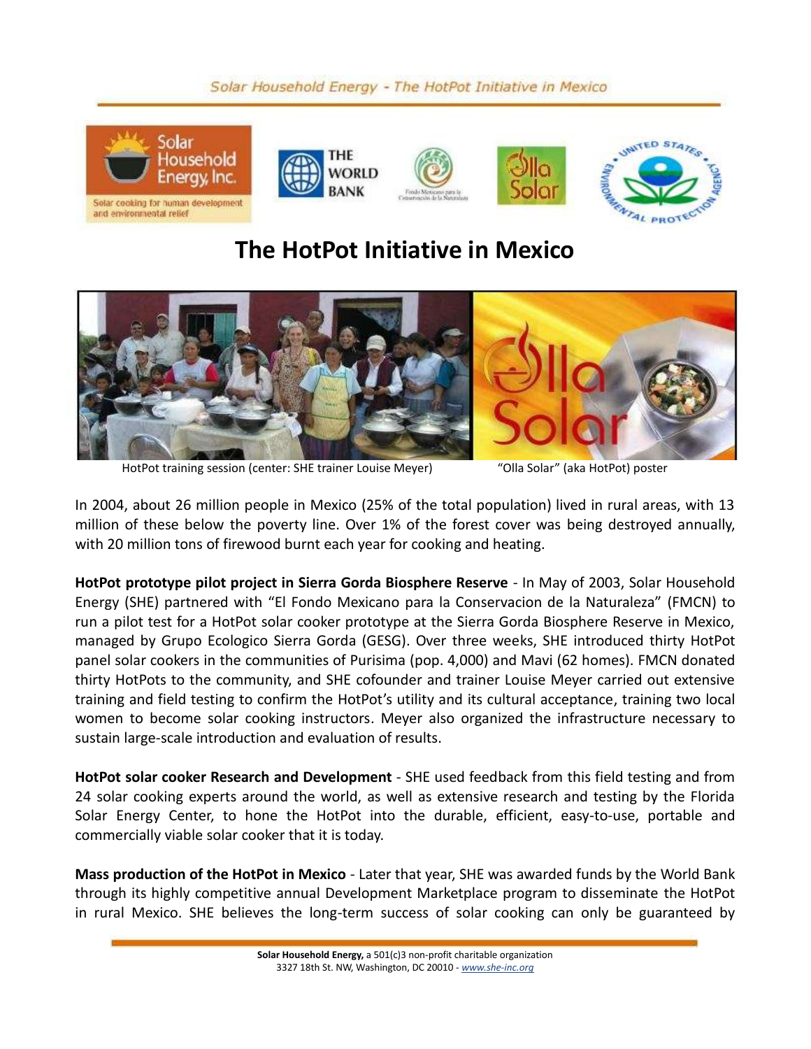# The HotPot Initiative in Mexico

HotPot training session (center: SHE trainer Louise Meyer)

"Olla Solar" (aka HotPot) poster

In 2004, about 26 million people in Mexico (25% of the total population) lived in rural areas, with 13 million of these below the poverty line. Over 1% of the forest cover was being destroyed annually, with 20 million tons of firewood burnt each year for cooking and heating.

**HotPot prototype pilot project in Sierra Gorda Biosphere Reserve** - In May of 2003, Solar Household Energy (SHE) partnered with "El Fondo Mexicano para la Conservacion de la Naturaleza" (FMCN) to run a pilot test for a HotPot solar cooker prototype at the Sierra Gorda Biosphere Reserve in Mexico, managed by Grupo Ecologico Sierra Gorda (GESG). Over three weeks, SHE introduced thirty HotPot panel solar cookers in the communities of Purisima (pop. 4,000) and Mavi (62 homes). FMCN donated thirty HotPots to the community, and SHE cofounder and trainer Louise Meyer carried out extensive training and field testing to confirm the HotPot's utility and its cultural acceptance, training two local women to become solar cooking instructors. Meyer also organized the infrastructure necessary to sustain large-scale introduction and evaluation of results.

**HotPot solar cooker Research and Development** - SHE used feedback from this field testing and from 24 solar cooking experts around the world, as well as extensive research and testing by the Florida Solar Energy Center, to hone the HotPot into the durable, efficient, easy-to-use, portable and commercially viable solar cooker that it is today.

**Mass production of the HotPot in Mexico** - Later that year, SHE was awarded funds by the World Bank through its highly competitive annual Development Marketplace program to disseminate the HotPot in rural Mexico. SHE believes the long-term success of solar cooking can only be guaranteed by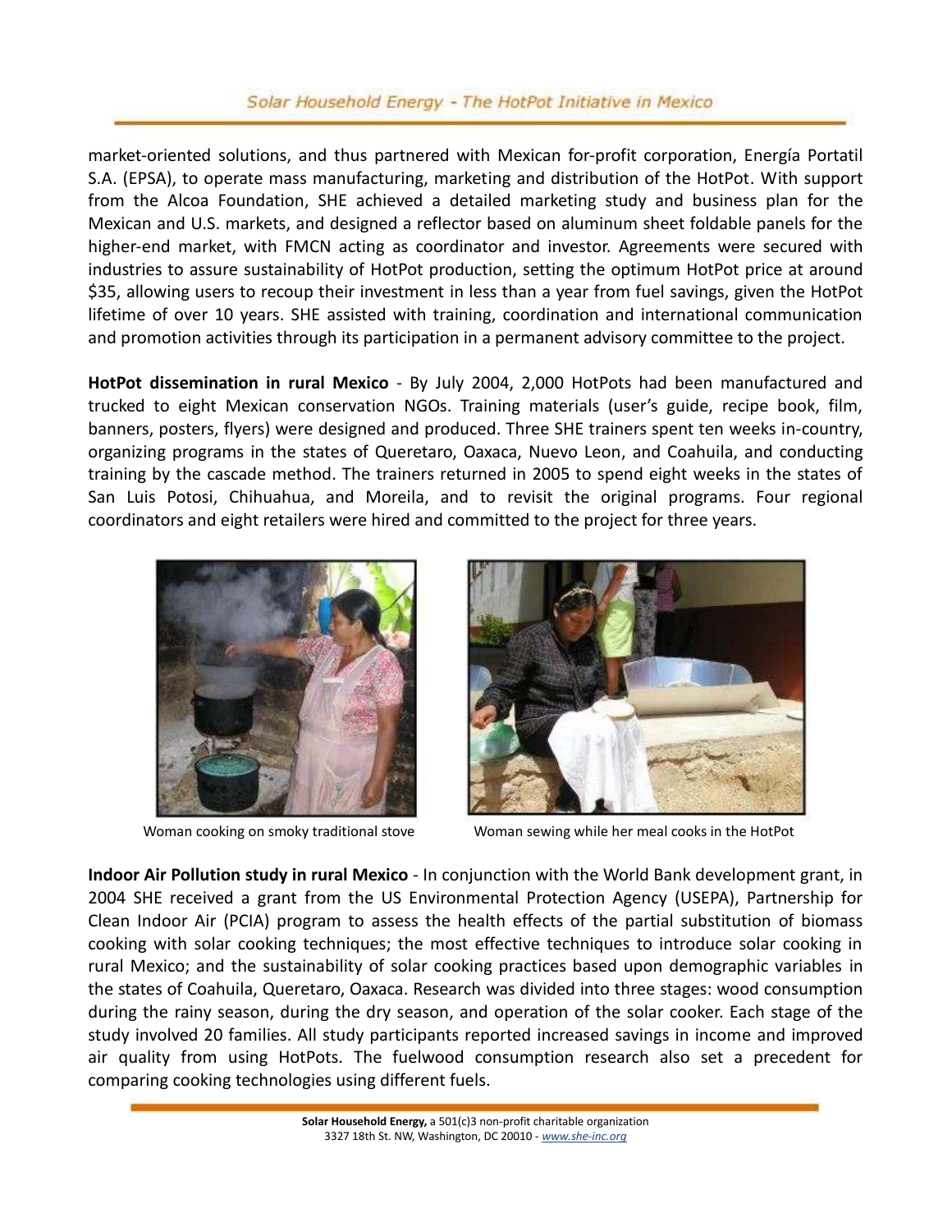market-oriented solutions, and thus partnered with Mexican for-profit corporation, Energía Portatil S.A. (EPSA), to operate mass manufacturing, marketing and distribution of the HotPot. With support from the Alcoa Foundation, SHE achieved a detailed marketing study and business plan for the Mexican and U.S. markets, and designed a reflector based on aluminum sheet foldable panels for the higher-end market, with FMCN acting as coordinator and investor. Agreements were secured with industries to assure sustainability of HotPot production, setting the optimum HotPot price at around $35, allowing users to recoup their investment in less than a year from fuel savings, given the HotPot lifetime of over 10 years. SHE assisted with training, coordination and international communication and promotion activities through its participation in a permanent advisory committee to the project.

**HotPot dissemination in rural Mexico** - By July 2004, 2,000 HotPots had been manufactured and trucked to eight Mexican conservation NGOs. Training materials (user's guide, recipe book, film, banners, posters, flyers) were designed and produced. Three SHE trainers spent ten weeks in-country, organizing programs in the states of Queretaro, Oaxaca, Nuevo Leon, and Coahuila, and conducting training by the cascade method. The trainers returned in 2005 to spend eight weeks in the states of San Luis Potosi, Chihuahua, and Moreila, and to revisit the original programs. Four regional coordinators and eight retailers were hired and committed to the project for three years.

Woman cooking on smoky traditional stove

Woman sewing while her meal cooks in the HotPot

**Indoor Air Pollution study in rural Mexico** - In conjunction with the World Bank development grant, in 2004 SHE received a grant from the US Environmental Protection Agency (USEPA), Partnership for Clean Indoor Air (PCIA) program to assess the health effects of the partial substitution of biomass cooking with solar cooking techniques; the most effective techniques to introduce solar cooking in rural Mexico; and the sustainability of solar cooking practices based upon demographic variables in the states of Coahuila, Queretaro, Oaxaca. Research was divided into three stages: wood consumption during the rainy season, during the dry season, and operation of the solar cooker. Each stage of the study involved 20 families. All study participants reported increased savings in income and improved air quality from using HotPots. The fuelwood consumption research also set a precedent for comparing cooking technologies using different fuels.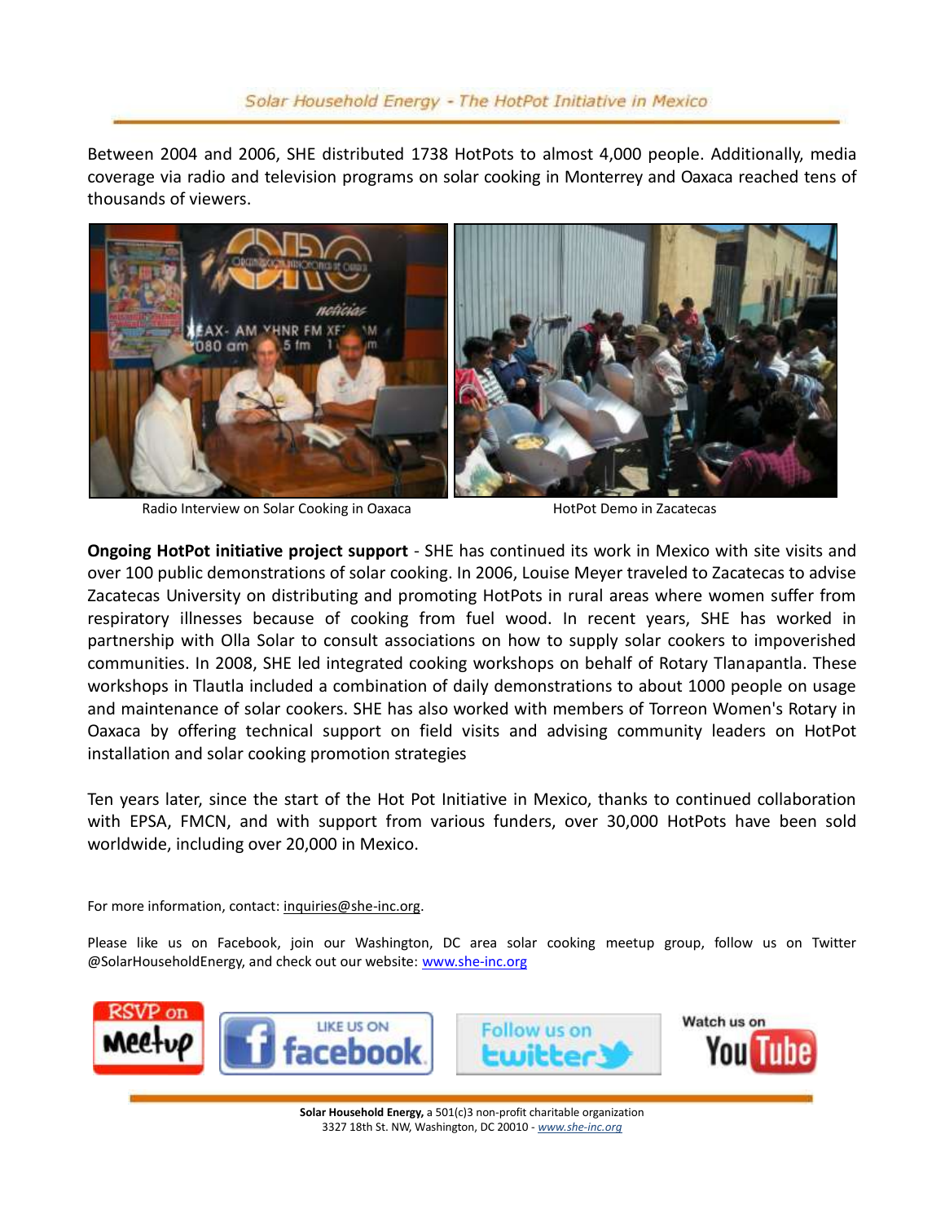Between 2004 and 2006, SHE distributed 1738 HotPots to almost 4,000 people. Additionally, media coverage via radio and television programs on solar cooking in Monterrey and Oaxaca reached tens of thousands of viewers.

Radio Interview on Solar Cooking in Oaxaca

HotPot Demo in Zacatecas

**Ongoing HotPot initiative project support** - SHE has continued its work in Mexico with site visits and over 100 public demonstrations of solar cooking. In 2006, Louise Meyer traveled to Zacatecas to advise Zacatecas University on distributing and promoting HotPots in rural areas where women suffer from respiratory illnesses because of cooking from fuel wood. In recent years, SHE has worked in partnership with Olla Solar to consult associations on how to supply solar cookers to impoverished communities. In 2008, SHE led integrated cooking workshops on behalf of Rotary Tlanapantla. These workshops in Tlautla included a combination of daily demonstrations to about 1000 people on usage and maintenance of solar cookers. SHE has also worked with members of Torreon Women's Rotary in Oaxaca by offering technical support on field visits and advising community leaders on HotPot installation and solar cooking promotion strategies

Ten years later, since the start of the Hot Pot Initiative in Mexico, thanks to continued collaboration with EPSA, FMCN, and with support from various funders, over 30,000 HotPots have been sold worldwide, including over 20,000 in Mexico.

For more information, contact: inquiries@she-inc.org.

Please like us on Facebook, join our Washington, DC area solar cooking meetup group, follow us on Twitter @SolarHouseholdEnergy, and check out our website: www.she-inc.org

**Solar Household Energy,** a 501(c)3 non-profit charitable organization
3327 18th St. NW, Washington, DC 20010 - *www.she-inc.org*